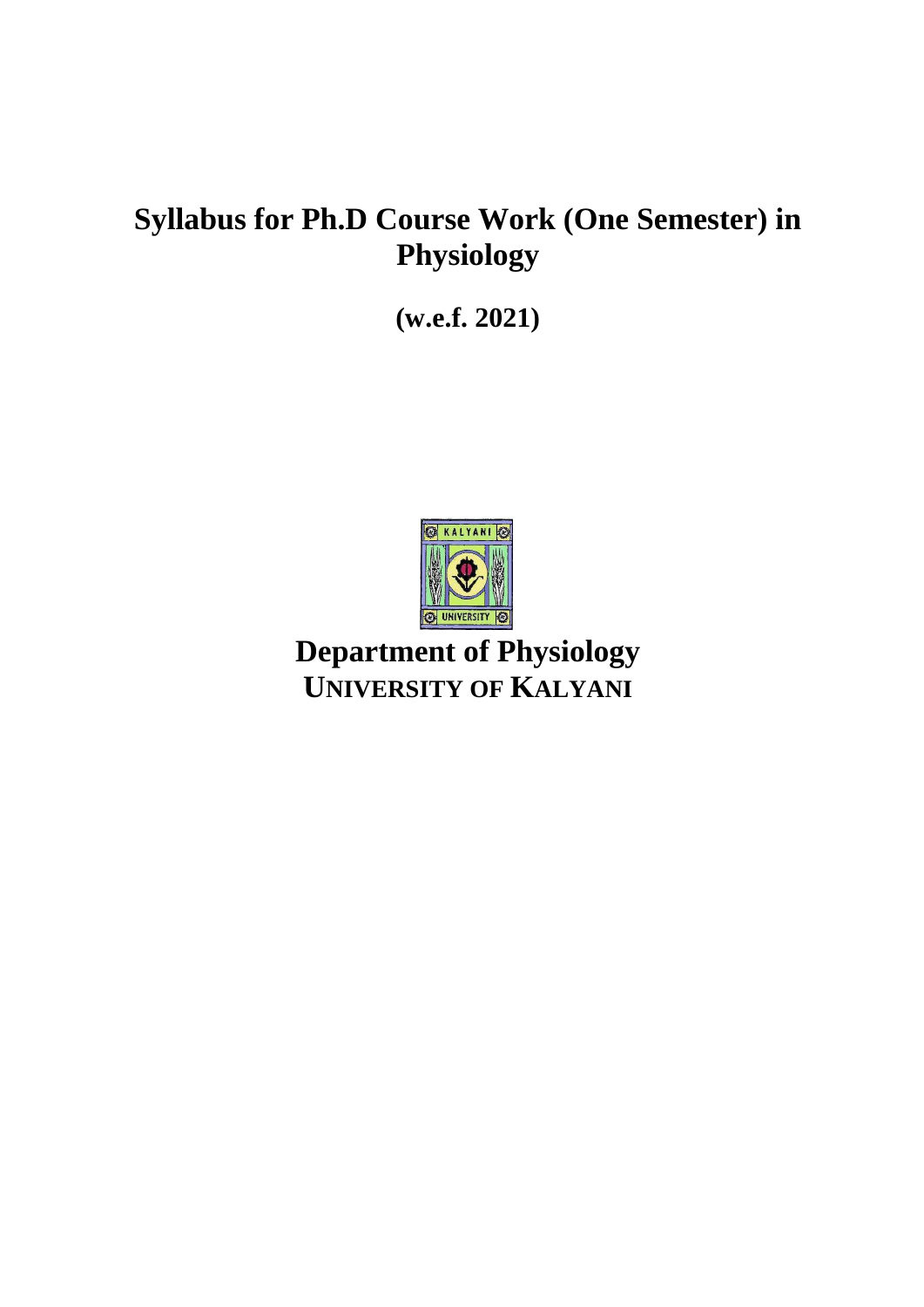# Syllabus for Ph.D Course Work (One Semester) in Physiology

**(w.e.f. 2021)**

## Department of Physiology

**UNIVERSITY OF KALYANI**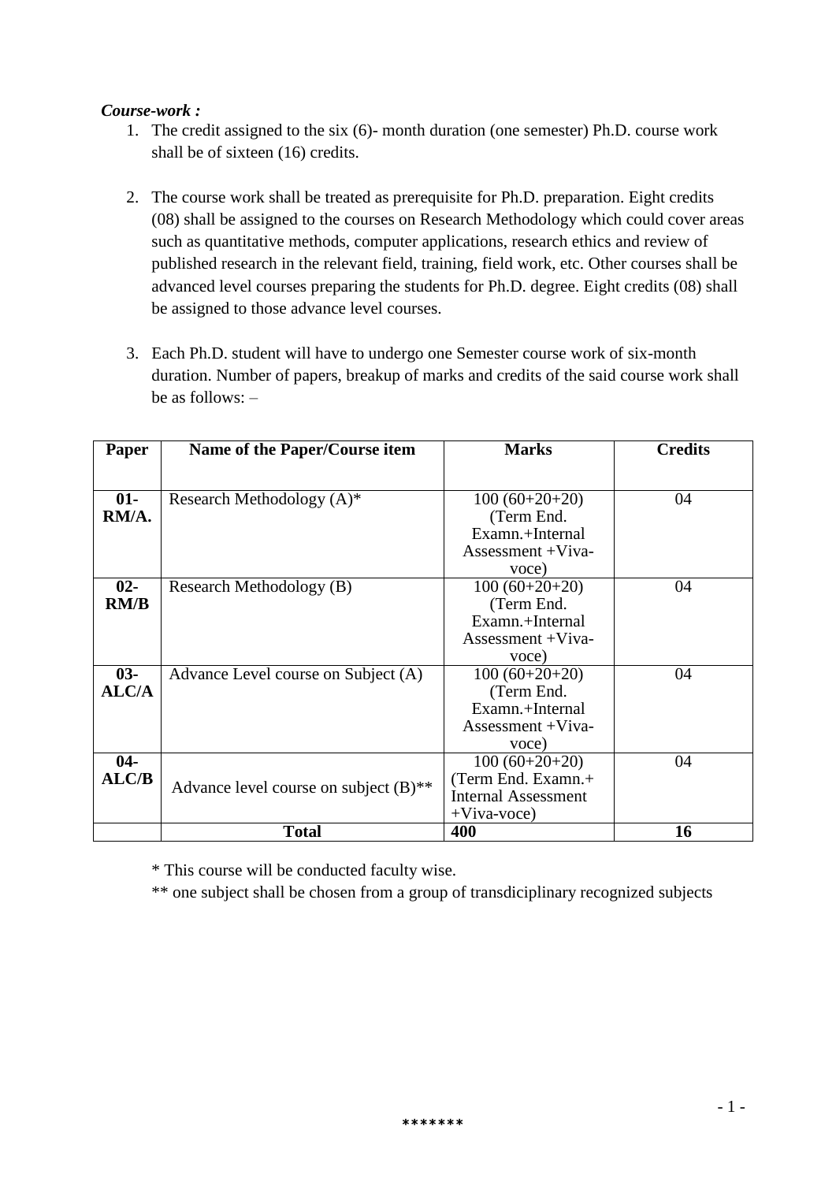***Course-work :***

1. The credit assigned to the six (6)- month duration (one semester) Ph.D. course work shall be of sixteen (16) credits.

2. The course work shall be treated as prerequisite for Ph.D. preparation. Eight credits (08) shall be assigned to the courses on Research Methodology which could cover areas such as quantitative methods, computer applications, research ethics and review of published research in the relevant field, training, field work, etc. Other courses shall be advanced level courses preparing the students for Ph.D. degree. Eight credits (08) shall be assigned to those advance level courses.

3. Each Ph.D. student will have to undergo one Semester course work of six-month duration. Number of papers, breakup of marks and credits of the said course work shall be as follows: –

| Paper | Name of the Paper/Course item | Marks | Credits |
|---|---|---|---|
| **01-RM/A.** | Research Methodology (A)* | 100 (60+20+20) (Term End. Examn.+Internal Assessment +Viva-voce) | 04 |
| **02-RM/B** | Research Methodology (B) | 100 (60+20+20) (Term End. Examn.+Internal Assessment +Viva-voce) | 04 |
| **03-ALC/A** | Advance Level course on Subject (A) | 100 (60+20+20) (Term End. Examn.+Internal Assessment +Viva-voce) | 04 |
| **04-ALC/B** | Advance level course on subject (B)** | 100 (60+20+20) (Term End. Examn.+ Internal Assessment +Viva-voce) | 04 |
| | **Total** | **400** | **16** |

* This course will be conducted faculty wise.

** one subject shall be chosen from a group of transdiciplinary recognized subjects

*******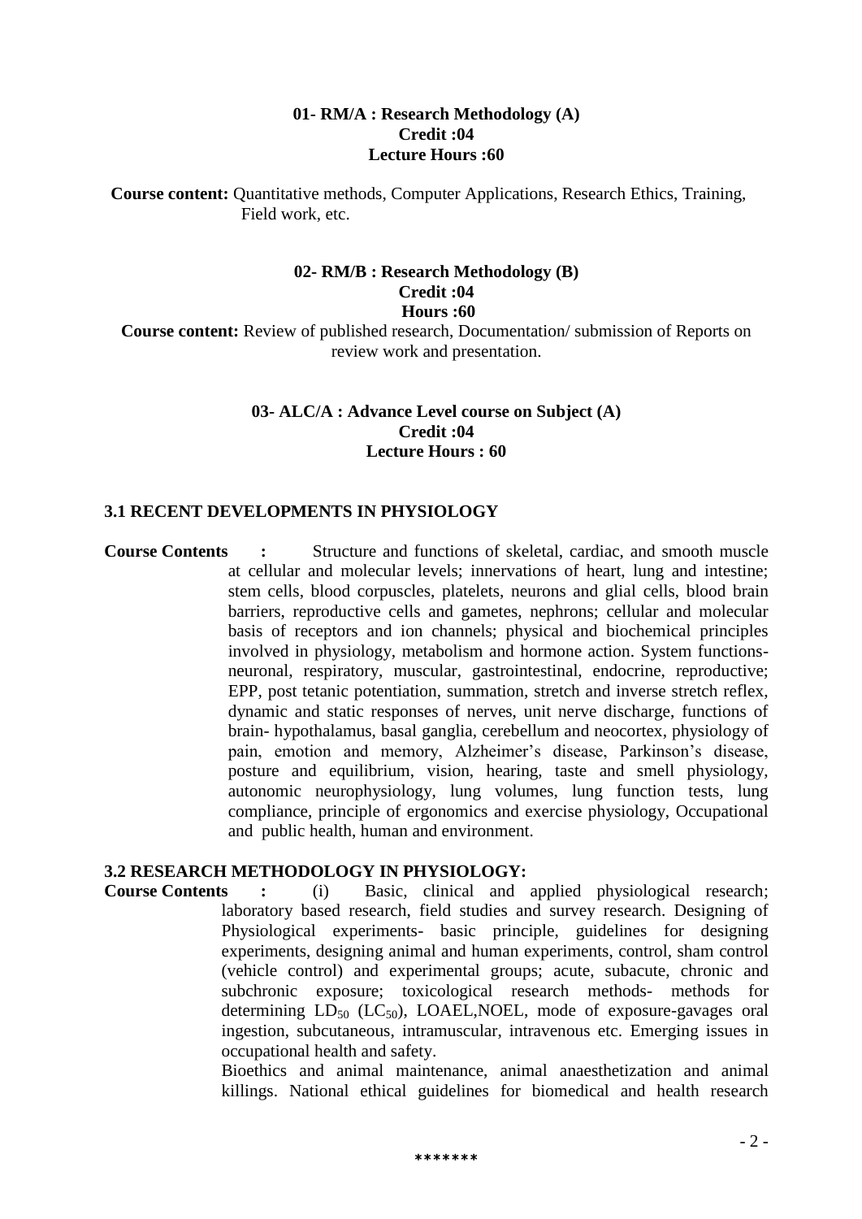**01- RM/A : Research Methodology (A)**
**Credit :04**
**Lecture Hours :60**

**Course content:** Quantitative methods, Computer Applications, Research Ethics, Training, Field work, etc.

**02- RM/B : Research Methodology (B)**
**Credit :04**
**Hours :60**

**Course content:** Review of published research, Documentation/ submission of Reports on review work and presentation.

**03- ALC/A : Advance Level course on Subject (A)**
**Credit :04**
**Lecture Hours : 60**

### 3.1 RECENT DEVELOPMENTS IN PHYSIOLOGY

**Course Contents :** Structure and functions of skeletal, cardiac, and smooth muscle at cellular and molecular levels; innervations of heart, lung and intestine; stem cells, blood corpuscles, platelets, neurons and glial cells, blood brain barriers, reproductive cells and gametes, nephrons; cellular and molecular basis of receptors and ion channels; physical and biochemical principles involved in physiology, metabolism and hormone action. System functions- neuronal, respiratory, muscular, gastrointestinal, endocrine, reproductive; EPP, post tetanic potentiation, summation, stretch and inverse stretch reflex, dynamic and static responses of nerves, unit nerve discharge, functions of brain- hypothalamus, basal ganglia, cerebellum and neocortex, physiology of pain, emotion and memory, Alzheimer's disease, Parkinson's disease, posture and equilibrium, vision, hearing, taste and smell physiology, autonomic neurophysiology, lung volumes, lung function tests, lung compliance, principle of ergonomics and exercise physiology, Occupational and public health, human and environment.

### 3.2 RESEARCH METHODOLOGY IN PHYSIOLOGY:

**Course Contents :** (i) Basic, clinical and applied physiological research; laboratory based research, field studies and survey research. Designing of Physiological experiments- basic principle, guidelines for designing experiments, designing animal and human experiments, control, sham control (vehicle control) and experimental groups; acute, subacute, chronic and subchronic exposure; toxicological research methods- methods for determining $LD_{50}$ ($LC_{50}$), LOAEL,NOEL, mode of exposure-gavages oral ingestion, subcutaneous, intramuscular, intravenous etc. Emerging issues in occupational health and safety.

Bioethics and animal maintenance, animal anaesthetization and animal killings. National ethical guidelines for biomedical and health research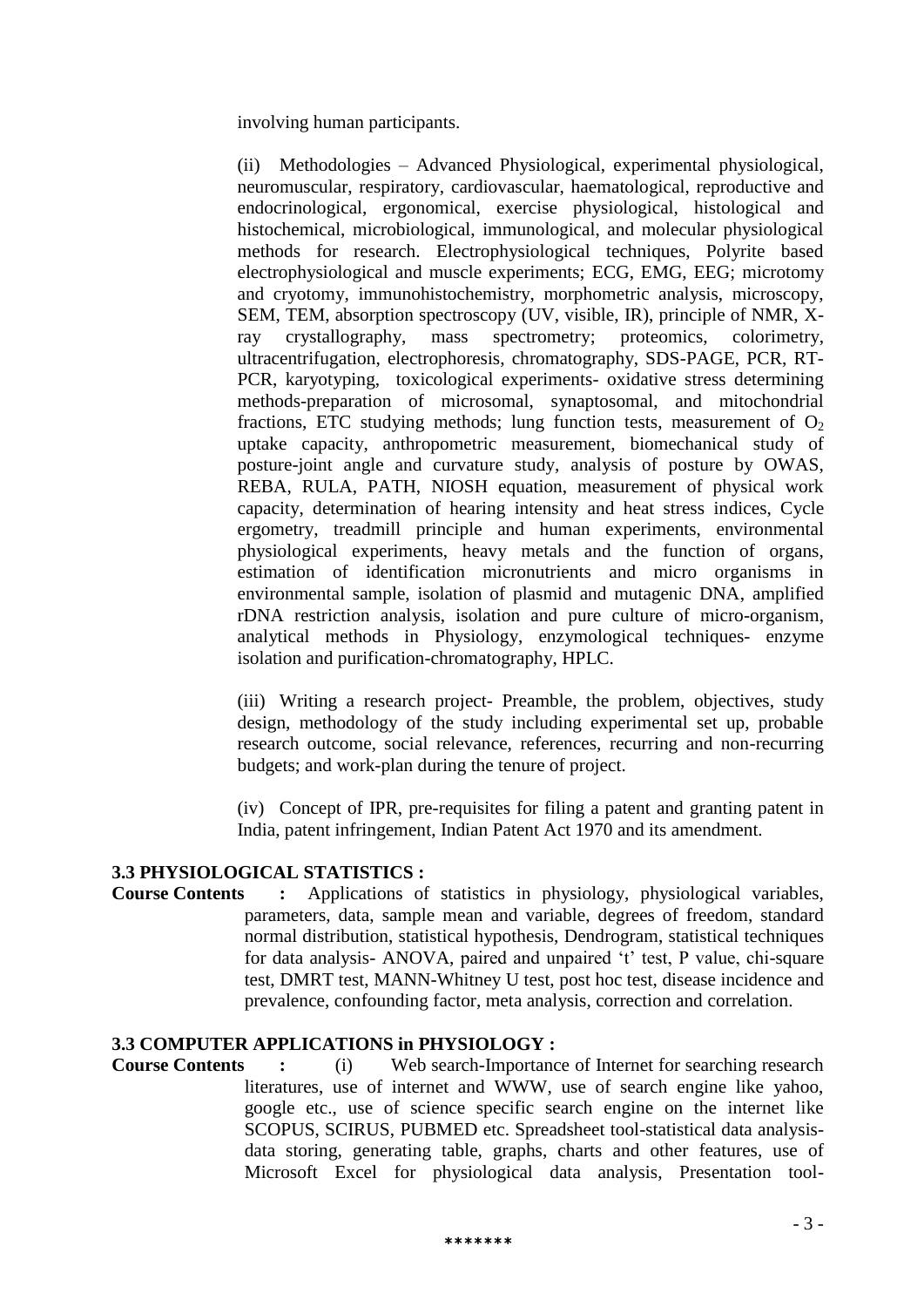involving human participants.

(ii) Methodologies – Advanced Physiological, experimental physiological, neuromuscular, respiratory, cardiovascular, haematological, reproductive and endocrinological, ergonomical, exercise physiological, histological and histochemical, microbiological, immunological, and molecular physiological methods for research. Electrophysiological techniques, Polyrite based electrophysiological and muscle experiments; ECG, EMG, EEG; microtomy and cryotomy, immunohistochemistry, morphometric analysis, microscopy, SEM, TEM, absorption spectroscopy (UV, visible, IR), principle of NMR, X-ray crystallography, mass spectrometry; proteomics, colorimetry, ultracentrifugation, electrophoresis, chromatography, SDS-PAGE, PCR, RT-PCR, karyotyping, toxicological experiments- oxidative stress determining methods-preparation of microsomal, synaptosomal, and mitochondrial fractions, ETC studying methods; lung function tests, measurement of $O_2$ uptake capacity, anthropometric measurement, biomechanical study of posture-joint angle and curvature study, analysis of posture by OWAS, REBA, RULA, PATH, NIOSH equation, measurement of physical work capacity, determination of hearing intensity and heat stress indices, Cycle ergometry, treadmill principle and human experiments, environmental physiological experiments, heavy metals and the function of organs, estimation of identification micronutrients and micro organisms in environmental sample, isolation of plasmid and mutagenic DNA, amplified rDNA restriction analysis, isolation and pure culture of micro-organism, analytical methods in Physiology, enzymological techniques- enzyme isolation and purification-chromatography, HPLC.

(iii) Writing a research project- Preamble, the problem, objectives, study design, methodology of the study including experimental set up, probable research outcome, social relevance, references, recurring and non-recurring budgets; and work-plan during the tenure of project.

(iv) Concept of IPR, pre-requisites for filing a patent and granting patent in India, patent infringement, Indian Patent Act 1970 and its amendment.

**3.3 PHYSIOLOGICAL STATISTICS :**

**Course Contents :** Applications of statistics in physiology, physiological variables, parameters, data, sample mean and variable, degrees of freedom, standard normal distribution, statistical hypothesis, Dendrogram, statistical techniques for data analysis- ANOVA, paired and unpaired 't' test, P value, chi-square test, DMRT test, MANN-Whitney U test, post hoc test, disease incidence and prevalence, confounding factor, meta analysis, correction and correlation.

**3.3 COMPUTER APPLICATIONS in PHYSIOLOGY :**

**Course Contents :** (i) Web search-Importance of Internet for searching research literatures, use of internet and WWW, use of search engine like yahoo, google etc., use of science specific search engine on the internet like SCOPUS, SCIRUS, PUBMED etc. Spreadsheet tool-statistical data analysis-data storing, generating table, graphs, charts and other features, use of Microsoft Excel for physiological data analysis, Presentation tool-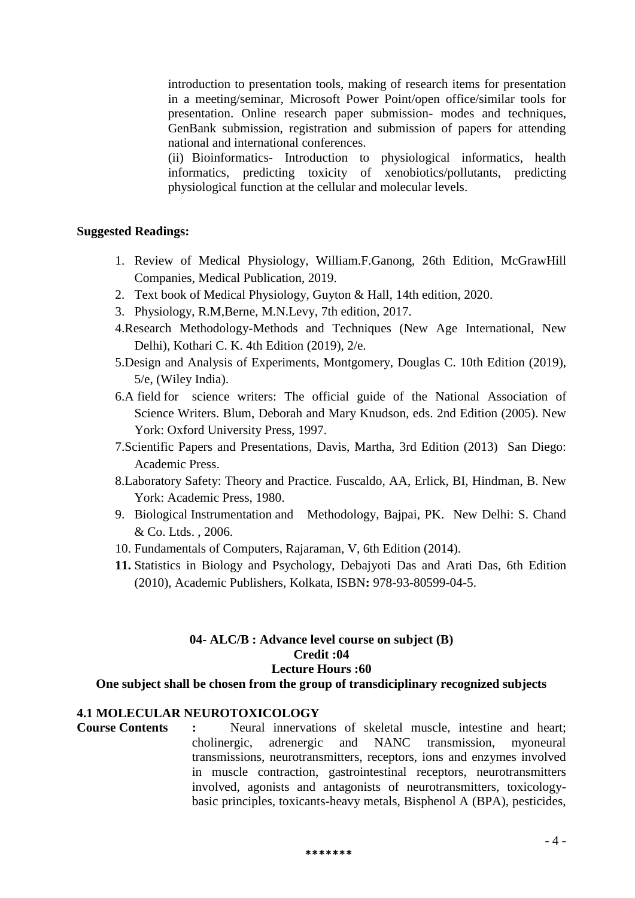introduction to presentation tools, making of research items for presentation in a meeting/seminar, Microsoft Power Point/open office/similar tools for presentation. Online research paper submission- modes and techniques, GenBank submission, registration and submission of papers for attending national and international conferences.

(ii) Bioinformatics- Introduction to physiological informatics, health informatics, predicting toxicity of xenobiotics/pollutants, predicting physiological function at the cellular and molecular levels.

**Suggested Readings:**

1. Review of Medical Physiology, William.F.Ganong, 26th Edition, McGrawHill Companies, Medical Publication, 2019.
2. Text book of Medical Physiology, Guyton & Hall, 14th edition, 2020.
3. Physiology, R.M,Berne, M.N.Levy, 7th edition, 2017.
4. Research Methodology-Methods and Techniques (New Age International, New Delhi), Kothari C. K. 4th Edition (2019), 2/e.
5. Design and Analysis of Experiments, Montgomery, Douglas C. 10th Edition (2019), 5/e, (Wiley India).
6. A field for science writers: The official guide of the National Association of Science Writers. Blum, Deborah and Mary Knudson, eds. 2nd Edition (2005). New York: Oxford University Press, 1997.
7. Scientific Papers and Presentations, Davis, Martha, 3rd Edition (2013) San Diego: Academic Press.
8. Laboratory Safety: Theory and Practice. Fuscaldo, AA, Erlick, BI, Hindman, B. New York: Academic Press, 1980.
9. Biological Instrumentation and Methodology, Bajpai, PK. New Delhi: S. Chand & Co. Ltds. , 2006.
10. Fundamentals of Computers, Rajaraman, V, 6th Edition (2014).
11. Statistics in Biology and Psychology, Debajyoti Das and Arati Das, 6th Edition (2010), Academic Publishers, Kolkata, ISBN**:** 978-93-80599-04-5.

**04- ALC/B : Advance level course on subject (B)**
**Credit :04**
**Lecture Hours :60**
**One subject shall be chosen from the group of transdiciplinary recognized subjects**

**4.1 MOLECULAR NEUROTOXICOLOGY**

**Course Contents :** Neural innervations of skeletal muscle, intestine and heart; cholinergic, adrenergic and NANC transmission, myoneural transmissions, neurotransmitters, receptors, ions and enzymes involved in muscle contraction, gastrointestinal receptors, neurotransmitters involved, agonists and antagonists of neurotransmitters, toxicology-basic principles, toxicants-heavy metals, Bisphenol A (BPA), pesticides,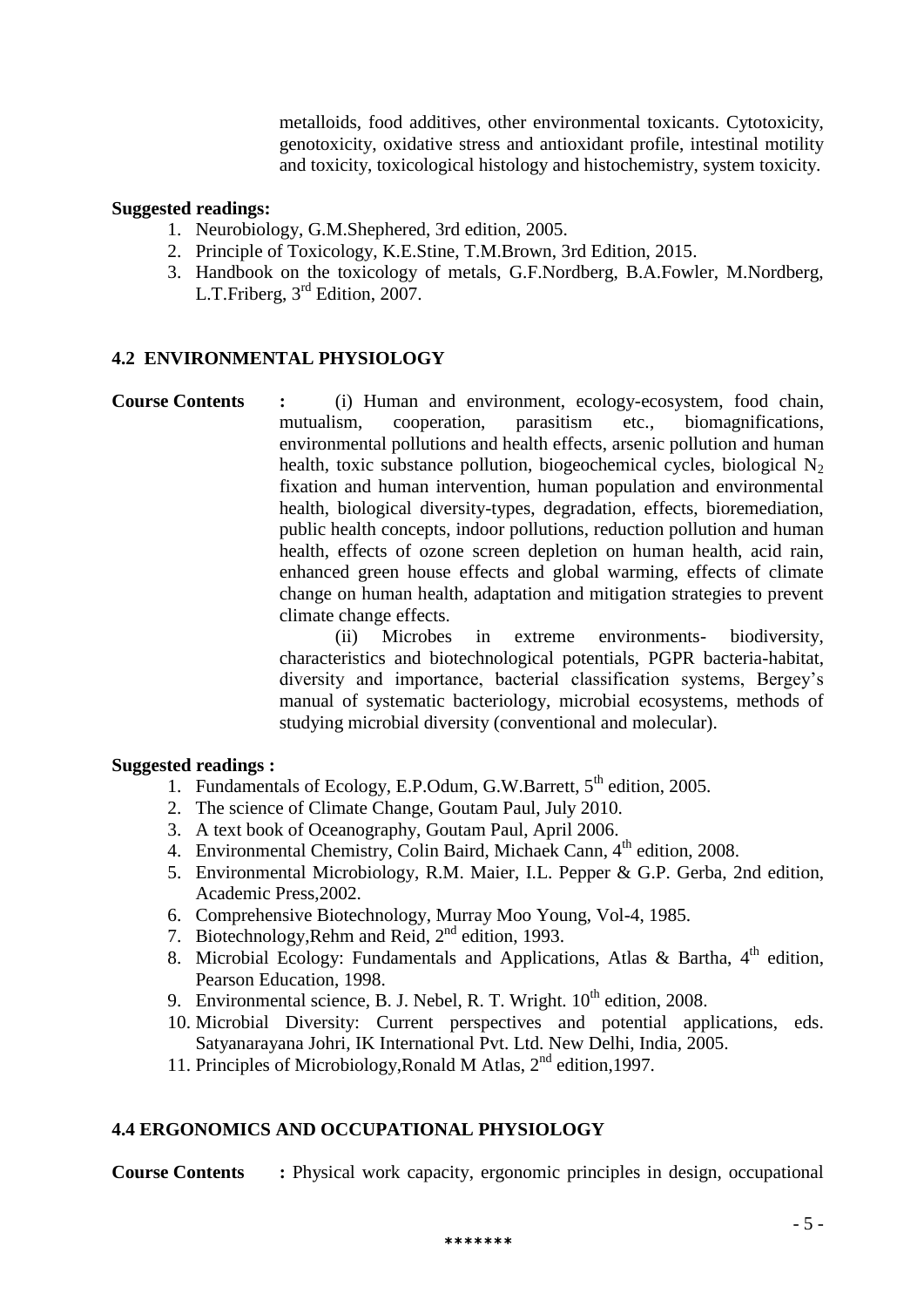metalloids, food additives, other environmental toxicants. Cytotoxicity, genotoxicity, oxidative stress and antioxidant profile, intestinal motility and toxicity, toxicological histology and histochemistry, system toxicity.

**Suggested readings:**

1. Neurobiology, G.M.Shephered, 3rd edition, 2005.
2. Principle of Toxicology, K.E.Stine, T.M.Brown, 3rd Edition, 2015.
3. Handbook on the toxicology of metals, G.F.Nordberg, B.A.Fowler, M.Nordberg, L.T.Friberg, 3rd Edition, 2007.

### 4.2 ENVIRONMENTAL PHYSIOLOGY

**Course Contents :** (i) Human and environment, ecology-ecosystem, food chain, mutualism, cooperation, parasitism etc., biomagnifications, environmental pollutions and health effects, arsenic pollution and human health, toxic substance pollution, biogeochemical cycles, biological $N_2$ fixation and human intervention, human population and environmental health, biological diversity-types, degradation, effects, bioremediation, public health concepts, indoor pollutions, reduction pollution and human health, effects of ozone screen depletion on human health, acid rain, enhanced green house effects and global warming, effects of climate change on human health, adaptation and mitigation strategies to prevent climate change effects.

(ii) Microbes in extreme environments- biodiversity, characteristics and biotechnological potentials, PGPR bacteria-habitat, diversity and importance, bacterial classification systems, Bergey's manual of systematic bacteriology, microbial ecosystems, methods of studying microbial diversity (conventional and molecular).

**Suggested readings :**

1. Fundamentals of Ecology, E.P.Odum, G.W.Barrett, 5th edition, 2005.
2. The science of Climate Change, Goutam Paul, July 2010.
3. A text book of Oceanography, Goutam Paul, April 2006.
4. Environmental Chemistry, Colin Baird, Michaek Cann, 4th edition, 2008.
5. Environmental Microbiology, R.M. Maier, I.L. Pepper & G.P. Gerba, 2nd edition, Academic Press,2002.
6. Comprehensive Biotechnology, Murray Moo Young, Vol-4, 1985.
7. Biotechnology,Rehm and Reid, 2nd edition, 1993.
8. Microbial Ecology: Fundamentals and Applications, Atlas & Bartha, 4th edition, Pearson Education, 1998.
9. Environmental science, B. J. Nebel, R. T. Wright. 10th edition, 2008.
10. Microbial Diversity: Current perspectives and potential applications, eds. Satyanarayana Johri, IK International Pvt. Ltd. New Delhi, India, 2005.
11. Principles of Microbiology,Ronald M Atlas, 2nd edition,1997.

### 4.4 ERGONOMICS AND OCCUPATIONAL PHYSIOLOGY

**Course Contents :** Physical work capacity, ergonomic principles in design, occupational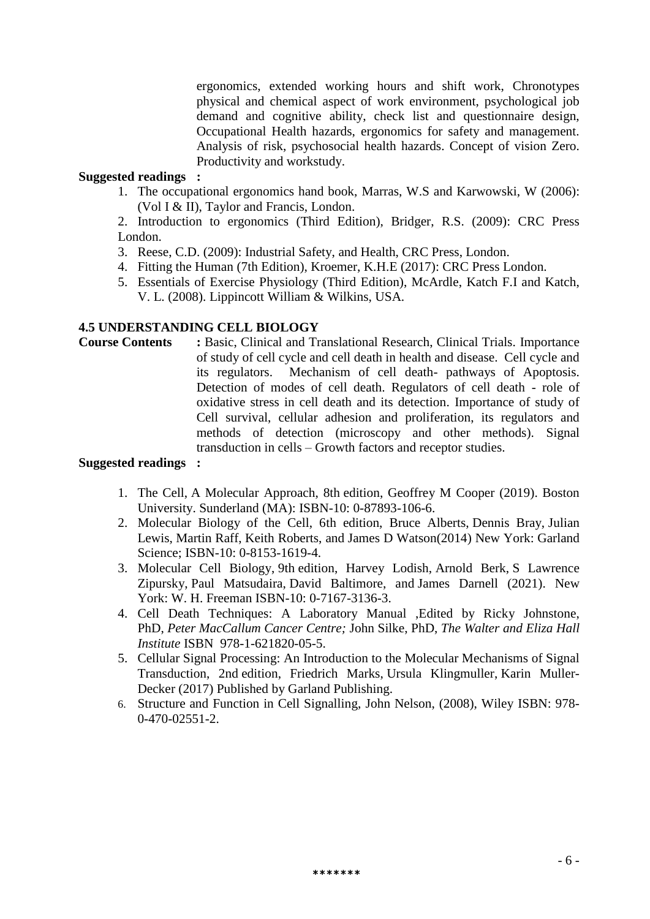ergonomics, extended working hours and shift work, Chronotypes physical and chemical aspect of work environment, psychological job demand and cognitive ability, check list and questionnaire design, Occupational Health hazards, ergonomics for safety and management. Analysis of risk, psychosocial health hazards. Concept of vision Zero. Productivity and workstudy.

**Suggested readings :**

1. The occupational ergonomics hand book, Marras, W.S and Karwowski, W (2006): (Vol I & II), Taylor and Francis, London.
2. Introduction to ergonomics (Third Edition), Bridger, R.S. (2009): CRC Press London.
3. Reese, C.D. (2009): Industrial Safety, and Health, CRC Press, London.
4. Fitting the Human (7th Edition), Kroemer, K.H.E (2017): CRC Press London.
5. Essentials of Exercise Physiology (Third Edition), McArdle, Katch F.I and Katch, V. L. (2008). Lippincott William & Wilkins, USA.

### 4.5 UNDERSTANDING CELL BIOLOGY

**Course Contents :** Basic, Clinical and Translational Research, Clinical Trials. Importance of study of cell cycle and cell death in health and disease. Cell cycle and its regulators. Mechanism of cell death- pathways of Apoptosis. Detection of modes of cell death. Regulators of cell death - role of oxidative stress in cell death and its detection. Importance of study of Cell survival, cellular adhesion and proliferation, its regulators and methods of detection (microscopy and other methods). Signal transduction in cells – Growth factors and receptor studies.

**Suggested readings :**

1. The Cell, A Molecular Approach, 8th edition, Geoffrey M Cooper (2019). Boston University. Sunderland (MA): ISBN-10: 0-87893-106-6.
2. Molecular Biology of the Cell, 6th edition, Bruce Alberts, Dennis Bray, Julian Lewis, Martin Raff, Keith Roberts, and James D Watson(2014) New York: Garland Science; ISBN-10: 0-8153-1619-4.
3. Molecular Cell Biology, 9th edition, Harvey Lodish, Arnold Berk, S Lawrence Zipursky, Paul Matsudaira, David Baltimore, and James Darnell (2021). New York: W. H. Freeman ISBN-10: 0-7167-3136-3.
4. Cell Death Techniques: A Laboratory Manual ,Edited by Ricky Johnstone, PhD, *Peter MacCallum Cancer Centre;* John Silke, PhD, *The Walter and Eliza Hall Institute* ISBN 978-1-621820-05-5.
5. Cellular Signal Processing: An Introduction to the Molecular Mechanisms of Signal Transduction, 2nd edition, Friedrich Marks, Ursula Klingmuller, Karin Muller-Decker (2017) Published by Garland Publishing.
6. Structure and Function in Cell Signalling, John Nelson, (2008), Wiley ISBN: 978-0-470-02551-2.

\*\*\*\*\*\*\*